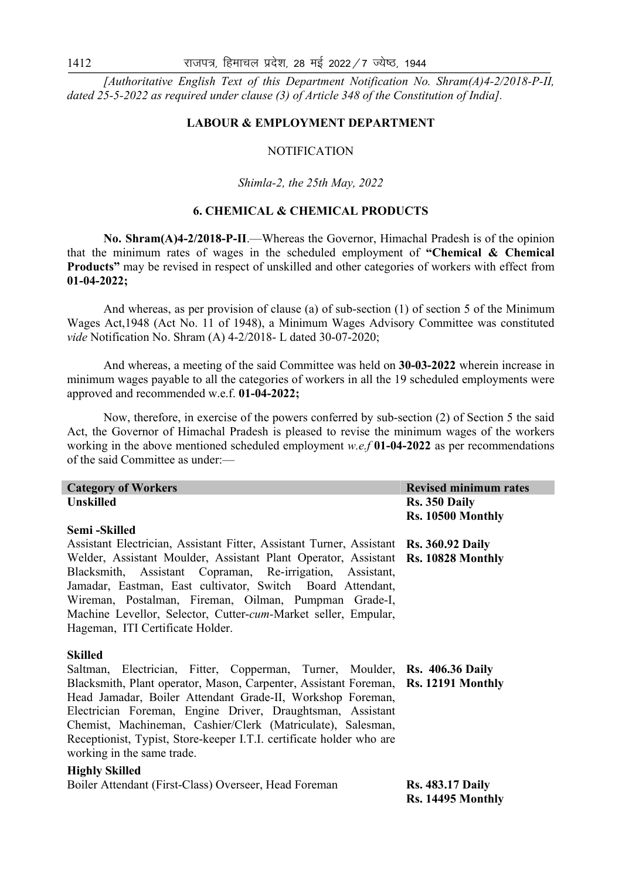*[Authoritative English Text of this Department Notification No. Shram(A)4-2/2018-P-II, dated 25-5-2022 as required under clause (3) of Article 348 of the Constitution of India].*

**LABOUR & EMPLOYMENT DEPARTMENT**

NOTIFICATION

*Shimla-2, the 25th May, 2022*

**6. CHEMICAL & CHEMICAL PRODUCTS**

**No. Shram(A)4-2/2018-P-II**.—Whereas the Governor, Himachal Pradesh is of the opinion that the minimum rates of wages in the scheduled employment of **"Chemical & Chemical Products"** may be revised in respect of unskilled and other categories of workers with effect from **01-04-2022;**

And whereas, as per provision of clause (a) of sub-section (1) of section 5 of the Minimum Wages Act,1948 (Act No. 11 of 1948), a Minimum Wages Advisory Committee was constituted *vide* Notification No. Shram (A) 4-2/2018- L dated 30-07-2020;

And whereas, a meeting of the said Committee was held on **30-03-2022** wherein increase in minimum wages payable to all the categories of workers in all the 19 scheduled employments were approved and recommended w.e.f. **01-04-2022;**

Now, therefore, in exercise of the powers conferred by sub-section (2) of Section 5 the said Act, the Governor of Himachal Pradesh is pleased to revise the minimum wages of the workers working in the above mentioned scheduled employment *w.e.f* **01-04-2022** as per recommendations of the said Committee as under:—

| Category of Workers | Revised minimum rates |
|---|---|
| **Unskilled** | **Rs. 350 Daily**<br>**Rs. 10500 Monthly** |
| **Semi -Skilled**<br>Assistant Electrician, Assistant Fitter, Assistant Turner, Assistant Welder, Assistant Moulder, Assistant Plant Operator, Assistant Blacksmith, Assistant Copraman, Re-irrigation, Assistant, Jamadar, Eastman, East cultivator, Switch Board Attendant, Wireman, Postalman, Fireman, Oilman, Pumpman Grade-I, Machine Levellor, Selector, Cutter-*cum*-Market seller, Empular, Hageman, ITI Certificate Holder. | **Rs. 360.92 Daily**<br>**Rs. 10828 Monthly** |
| **Skilled**<br>Saltman, Electrician, Fitter, Copperman, Turner, Moulder, Blacksmith, Plant operator, Mason, Carpenter, Assistant Foreman, Head Jamadar, Boiler Attendant Grade-II, Workshop Foreman, Electrician Foreman, Engine Driver, Draughtsman, Assistant Chemist, Machineman, Cashier/Clerk (Matriculate), Salesman, Receptionist, Typist, Store-keeper I.T.I. certificate holder who are working in the same trade. | **Rs. 406.36 Daily**<br>**Rs 12191 Monthly** |
| **Highly Skilled**<br>Boiler Attendant (First-Class) Overseer, Head Foreman | **Rs. 483.17 Daily**<br>**Rs. 14495 Monthly** |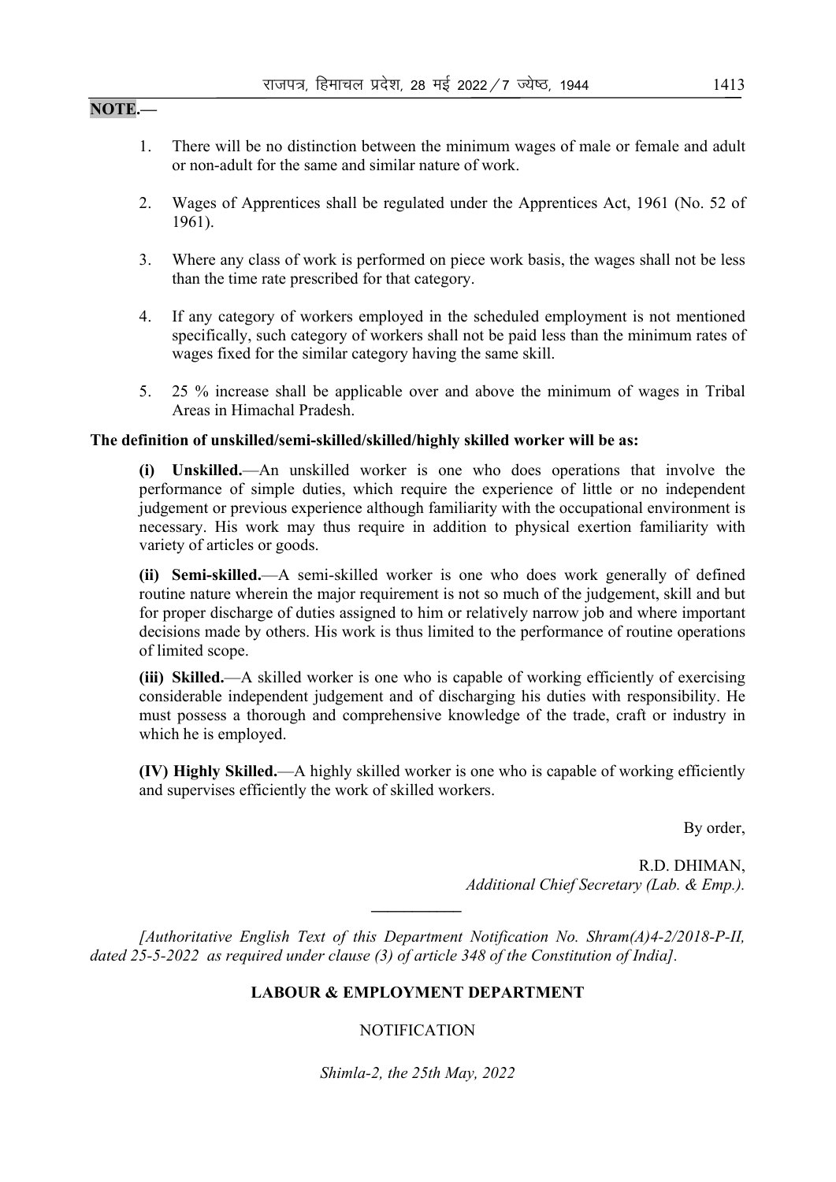**NOTE.—**

1. There will be no distinction between the minimum wages of male or female and adult or non-adult for the same and similar nature of work.

2. Wages of Apprentices shall be regulated under the Apprentices Act, 1961 (No. 52 of 1961).

3. Where any class of work is performed on piece work basis, the wages shall not be less than the time rate prescribed for that category.

4. If any category of workers employed in the scheduled employment is not mentioned specifically, such category of workers shall not be paid less than the minimum rates of wages fixed for the similar category having the same skill.

5. 25 % increase shall be applicable over and above the minimum of wages in Tribal Areas in Himachal Pradesh.

**The definition of unskilled/semi-skilled/skilled/highly skilled worker will be as:**

**(i) Unskilled.**—An unskilled worker is one who does operations that involve the performance of simple duties, which require the experience of little or no independent judgement or previous experience although familiarity with the occupational environment is necessary. His work may thus require in addition to physical exertion familiarity with variety of articles or goods.

**(ii) Semi-skilled.**—A semi-skilled worker is one who does work generally of defined routine nature wherein the major requirement is not so much of the judgement, skill and but for proper discharge of duties assigned to him or relatively narrow job and where important decisions made by others. His work is thus limited to the performance of routine operations of limited scope.

**(iii) Skilled.**—A skilled worker is one who is capable of working efficiently of exercising considerable independent judgement and of discharging his duties with responsibility. He must possess a thorough and comprehensive knowledge of the trade, craft or industry in which he is employed.

**(IV) Highly Skilled.**—A highly skilled worker is one who is capable of working efficiently and supervises efficiently the work of skilled workers.

By order,

R.D. DHIMAN,
*Additional Chief Secretary (Lab. & Emp.).*

---

*[Authoritative English Text of this Department Notification No. Shram(A)4-2/2018-P-II, dated 25-5-2022 as required under clause (3) of article 348 of the Constitution of India].*

**LABOUR & EMPLOYMENT DEPARTMENT**

NOTIFICATION

*Shimla-2, the 25th May, 2022*